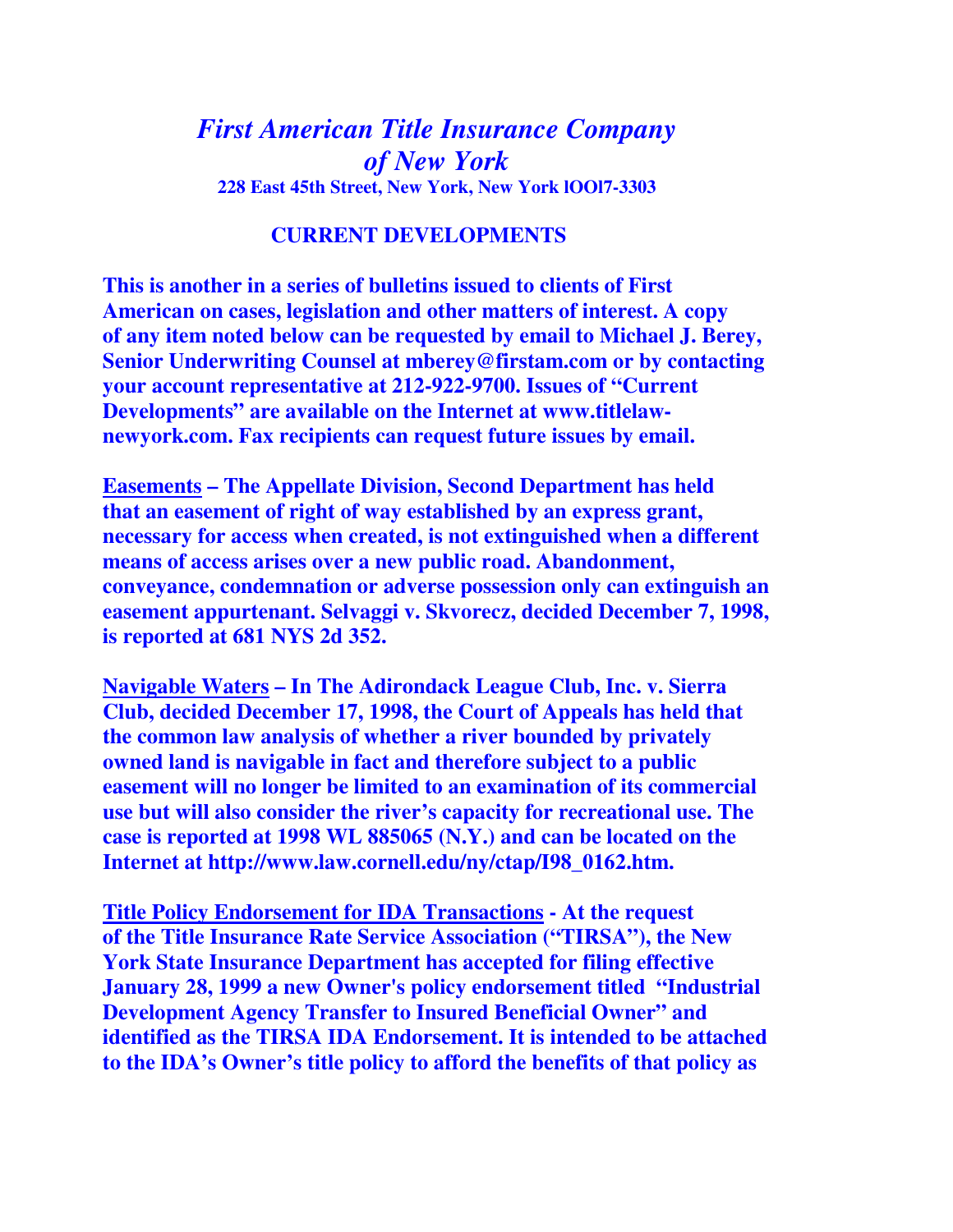# *First American Title Insurance Company of New York*

**228 East 45th Street, New York, New York lOOl7-3303**

## CURRENT DEVELOPMENTS

**This is another in a series of bulletins issued to clients of First American on cases, legislation and other matters of interest. A copy of any item noted below can be requested by email to Michael J. Berey, Senior Underwriting Counsel at mberey@firstam.com or by contacting your account representative at 212-922-9700. Issues of "Current Developments" are available on the Internet at www.titlelaw-newyork.com. Fax recipients can request future issues by email.**

**<u>Easements</u> – The Appellate Division, Second Department has held that an easement of right of way established by an express grant, necessary for access when created, is not extinguished when a different means of access arises over a new public road. Abandonment, conveyance, condemnation or adverse possession only can extinguish an easement appurtenant. Selvaggi v. Skvorecz, decided December 7, 1998, is reported at 681 NYS 2d 352.**

**<u>Navigable Waters</u> – In The Adirondack League Club, Inc. v. Sierra Club, decided December 17, 1998, the Court of Appeals has held that the common law analysis of whether a river bounded by privately owned land is navigable in fact and therefore subject to a public easement will no longer be limited to an examination of its commercial use but will also consider the river's capacity for recreational use. The case is reported at 1998 WL 885065 (N.Y.) and can be located on the Internet at http://www.law.cornell.edu/ny/ctap/I98_0162.htm.**

**<u>Title Policy Endorsement for IDA Transactions</u> - At the request of the Title Insurance Rate Service Association ("TIRSA"), the New York State Insurance Department has accepted for filing effective January 28, 1999 a new Owner's policy endorsement titled "Industrial Development Agency Transfer to Insured Beneficial Owner" and identified as the TIRSA IDA Endorsement. It is intended to be attached to the IDA's Owner's title policy to afford the benefits of that policy as**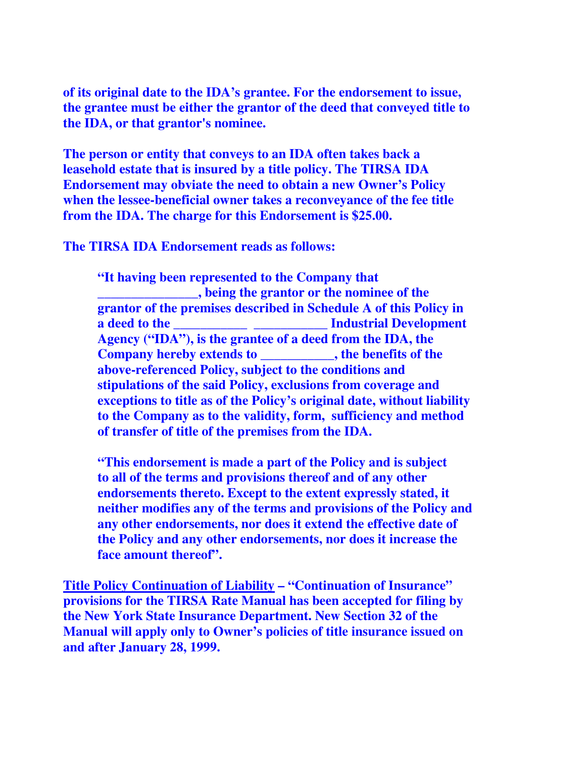**of its original date to the IDA's grantee. For the endorsement to issue, the grantee must be either the grantor of the deed that conveyed title to the IDA, or that grantor's nominee.**

**The person or entity that conveys to an IDA often takes back a leasehold estate that is insured by a title policy. The TIRSA IDA Endorsement may obviate the need to obtain a new Owner's Policy when the lessee-beneficial owner takes a reconveyance of the fee title from the IDA. The charge for this Endorsement is $25.00.**

**The TIRSA IDA Endorsement reads as follows:**

> **"It having been represented to the Company that _______________, being the grantor or the nominee of the grantor of the premises described in Schedule A of this Policy in a deed to the ___________ ___________ Industrial Development Agency ("IDA"), is the grantee of a deed from the IDA, the Company hereby extends to ___________, the benefits of the above-referenced Policy, subject to the conditions and stipulations of the said Policy, exclusions from coverage and exceptions to title as of the Policy's original date, without liability to the Company as to the validity, form, sufficiency and method of transfer of title of the premises from the IDA.**
>
> **"This endorsement is made a part of the Policy and is subject to all of the terms and provisions thereof and of any other endorsements thereto. Except to the extent expressly stated, it neither modifies any of the terms and provisions of the Policy and any other endorsements, nor does it extend the effective date of the Policy and any other endorsements, nor does it increase the face amount thereof".**

**Title Policy Continuation of Liability – "Continuation of Insurance" provisions for the TIRSA Rate Manual has been accepted for filing by the New York State Insurance Department. New Section 32 of the Manual will apply only to Owner's policies of title insurance issued on and after January 28, 1999.**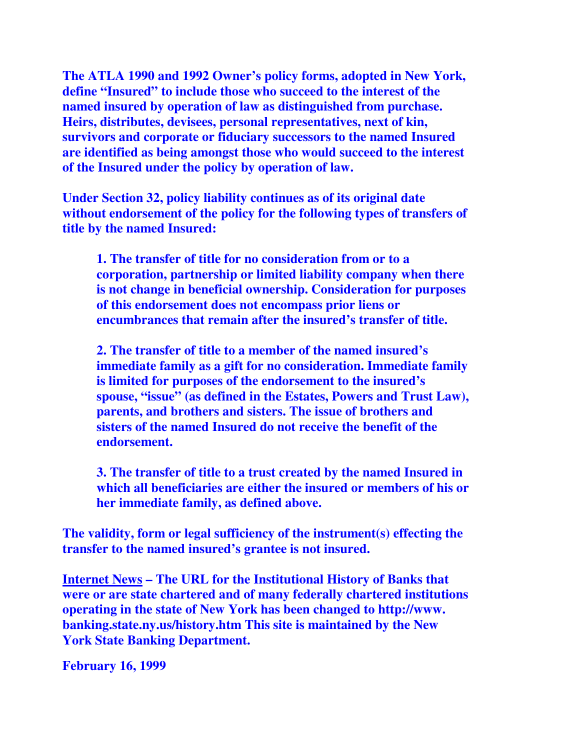**The ATLA 1990 and 1992 Owner's policy forms, adopted in New York, define "Insured" to include those who succeed to the interest of the named insured by operation of law as distinguished from purchase. Heirs, distributes, devisees, personal representatives, next of kin, survivors and corporate or fiduciary successors to the named Insured are identified as being amongst those who would succeed to the interest of the Insured under the policy by operation of law.**

**Under Section 32, policy liability continues as of its original date without endorsement of the policy for the following types of transfers of title by the named Insured:**

> **1. The transfer of title for no consideration from or to a corporation, partnership or limited liability company when there is not change in beneficial ownership. Consideration for purposes of this endorsement does not encompass prior liens or encumbrances that remain after the insured's transfer of title.**
>
> **2. The transfer of title to a member of the named insured's immediate family as a gift for no consideration. Immediate family is limited for purposes of the endorsement to the insured's spouse, "issue" (as defined in the Estates, Powers and Trust Law), parents, and brothers and sisters. The issue of brothers and sisters of the named Insured do not receive the benefit of the endorsement.**
>
> **3. The transfer of title to a trust created by the named Insured in which all beneficiaries are either the insured or members of his or her immediate family, as defined above.**

**The validity, form or legal sufficiency of the instrument(s) effecting the transfer to the named insured's grantee is not insured.**

**<u>Internet News</u> – The URL for the Institutional History of Banks that were or are state chartered and of many federally chartered institutions operating in the state of New York has been changed to http://www.banking.state.ny.us/history.htm This site is maintained by the New York State Banking Department.**

**February 16, 1999**